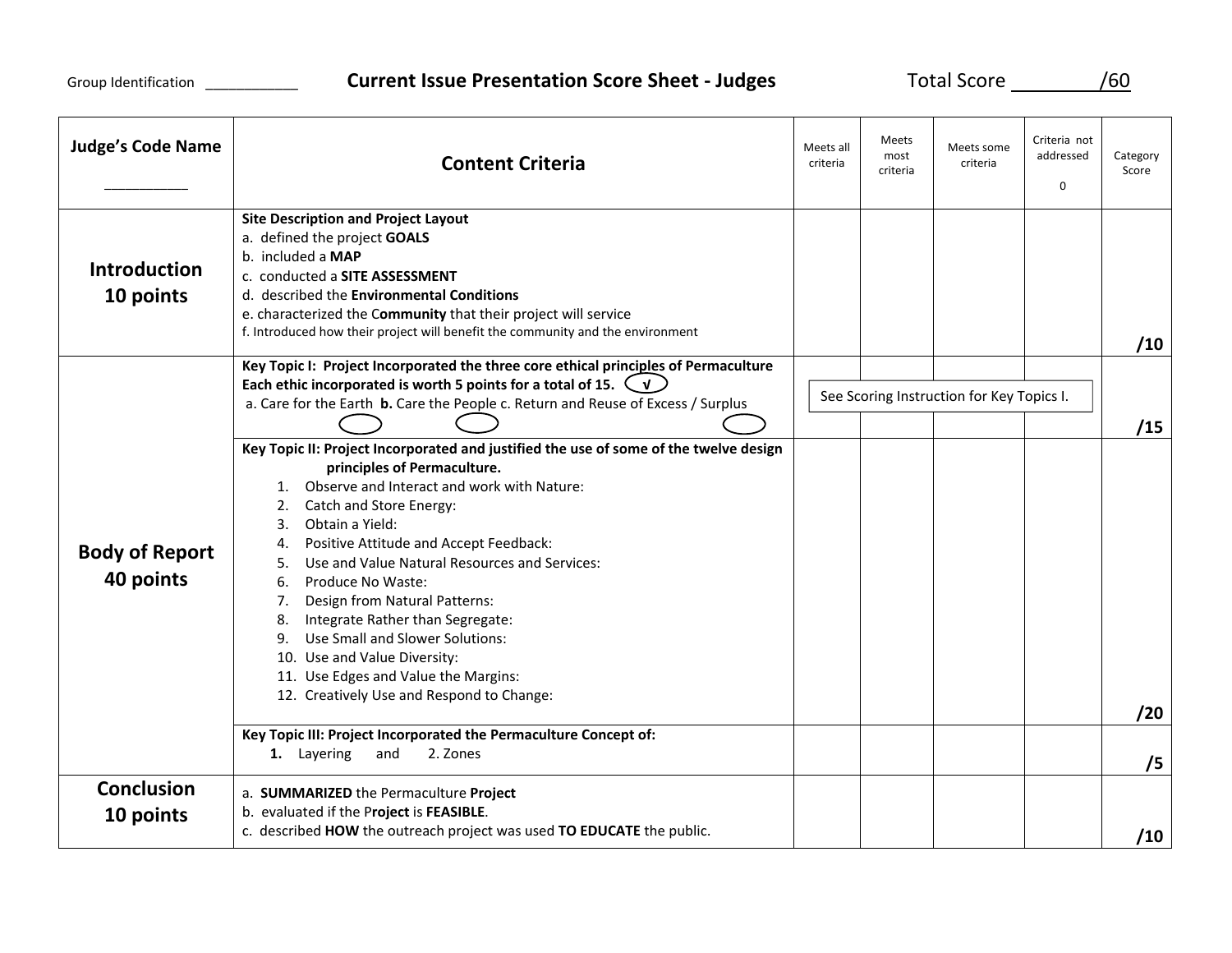Group Identification ___________ **Current Issue Presentation Score Sheet - Judges** Total Score ________/60

| Judge's Code Name<br>___________ | Content Criteria | Meets all criteria | Meets most criteria | Meets some criteria | Criteria not addressed<br>0 | Category Score |
|---|---|---|---|---|---|---|
| **Introduction 10 points** | **Site Description and Project Layout**<br>a. defined the project **GOALS**<br>b. included a **MAP**<br>c. conducted a **SITE ASSESSMENT**<br>d. described the **Environmental Conditions**<br>e. characterized the C**ommunity** that their project will service<br>f. Introduced how their project will benefit the community and the environment | | | | | **/10** |
| **Body of Report 40 points** | **Key Topic I: Project Incorporated the three core ethical principles of Permaculture Each ethic incorporated is worth 5 points for a total of 15.** √<br>a. Care for the Earth **b.** Care the People c. Return and Reuse of Excess / Surplus | See Scoring Instruction for Key Topics I. | | | | **/15** |
| | **Key Topic II: Project Incorporated and justified the use of some of the twelve design principles of Permaculture.**<br>1. Observe and Interact and work with Nature:<br>2. Catch and Store Energy:<br>3. Obtain a Yield:<br>4. Positive Attitude and Accept Feedback:<br>5. Use and Value Natural Resources and Services:<br>6. Produce No Waste:<br>7. Design from Natural Patterns:<br>8. Integrate Rather than Segregate:<br>9. Use Small and Slower Solutions:<br>10. Use and Value Diversity:<br>11. Use Edges and Value the Margins:<br>12. Creatively Use and Respond to Change: | | | | | **/20** |
| | **Key Topic III: Project Incorporated the Permaculture Concept of:**<br>**1.** Layering and 2. Zones | | | | | **/5** |
| **Conclusion 10 points** | a. **SUMMARIZED** the Permaculture **Project**<br>b. evaluated if the P**roject** is **FEASIBLE**.<br>c. described **HOW** the outreach project was used **TO EDUCATE** the public. | | | | | **/10** |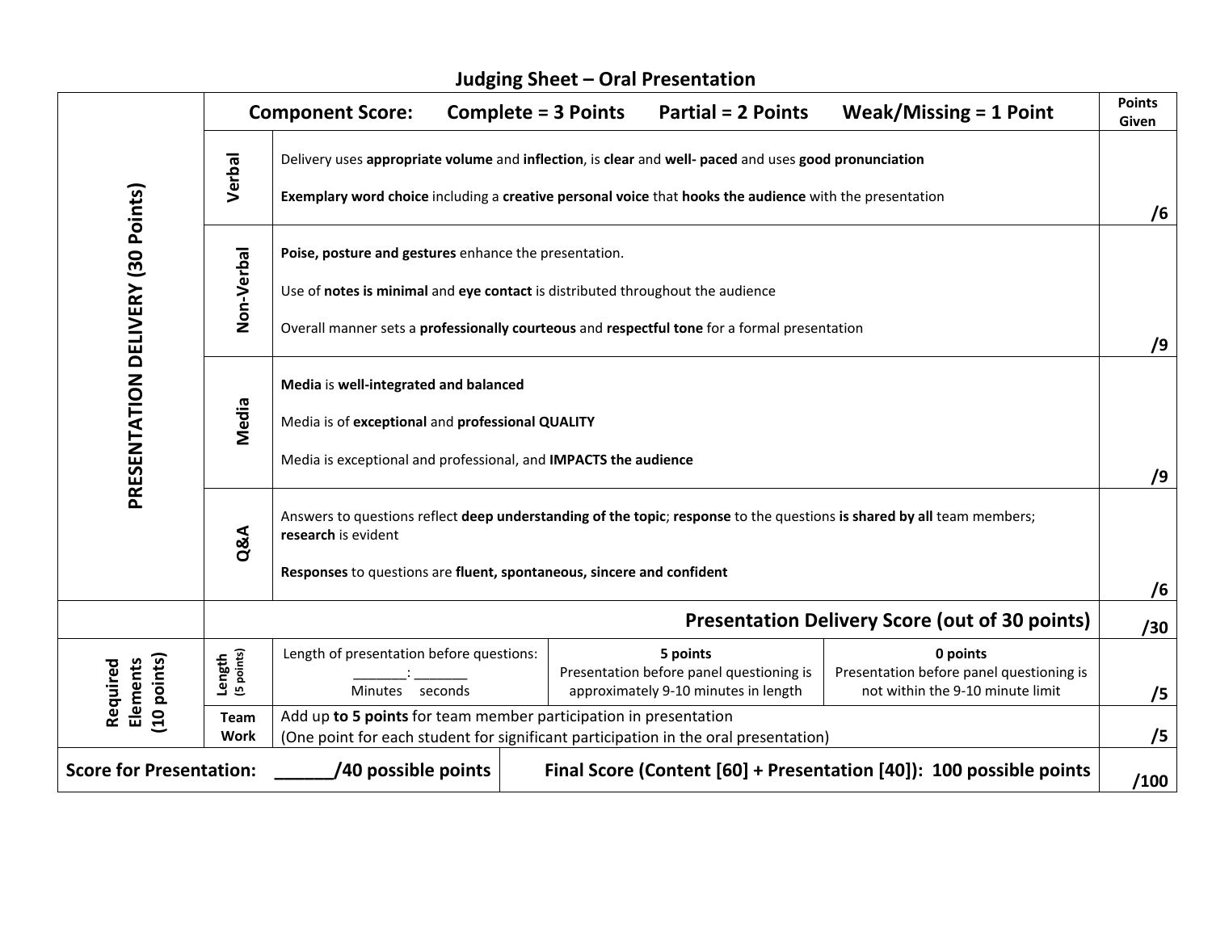## Judging Sheet – Oral Presentation

| | | | | | Points Given |
|---|---|---|---|---|---|
| **PRESENTATION DELIVERY (30 Points)** | **Component Score: Complete = 3 Points Partial = 2 Points Weak/Missing = 1 Point** | | | | |
| | **Verbal** | Delivery uses **appropriate volume** and **inflection**, is **clear** and **well- paced** and uses **good pronunciation**<br><br>**Exemplary word choice** including a **creative personal voice** that **hooks the audience** with the presentation | | | **/6** |
| | **Non-Verbal** | **Poise, posture and gestures** enhance the presentation.<br><br>Use of **notes is minimal** and **eye contact** is distributed throughout the audience<br><br>Overall manner sets a **professionally courteous** and **respectful tone** for a formal presentation | | | **/9** |
| | **Media** | **Media** is **well-integrated and balanced**<br><br>Media is of **exceptional** and **professional QUALITY**<br><br>Media is exceptional and professional, and **IMPACTS the audience** | | | **/9** |
| | **Q&A** | Answers to questions reflect **deep understanding of the topic**; **response** to the questions **is shared by all** team members; **research** is evident<br><br>**Responses** to questions are **fluent, spontaneous, sincere and confident** | | | **/6** |
| | **Presentation Delivery Score (out of 30 points)** | | | | **/30** |
| **Required Elements (10 points)** | **Length (5 points)** | Length of presentation before questions:<br>_______: _______<br>Minutes seconds | **5 points**<br>Presentation before panel questioning is approximately 9-10 minutes in length | **0 points**<br>Presentation before panel questioning is not within the 9-10 minute limit | **/5** |
| | **Team Work** | Add up **to 5 points** for team member participation in presentation<br>(One point for each student for significant participation in the oral presentation) | | | **/5** |
| **Score for Presentation: ______/40 possible points** | **Final Score (Content [60] + Presentation [40]): 100 possible points** | | | | **/100** |